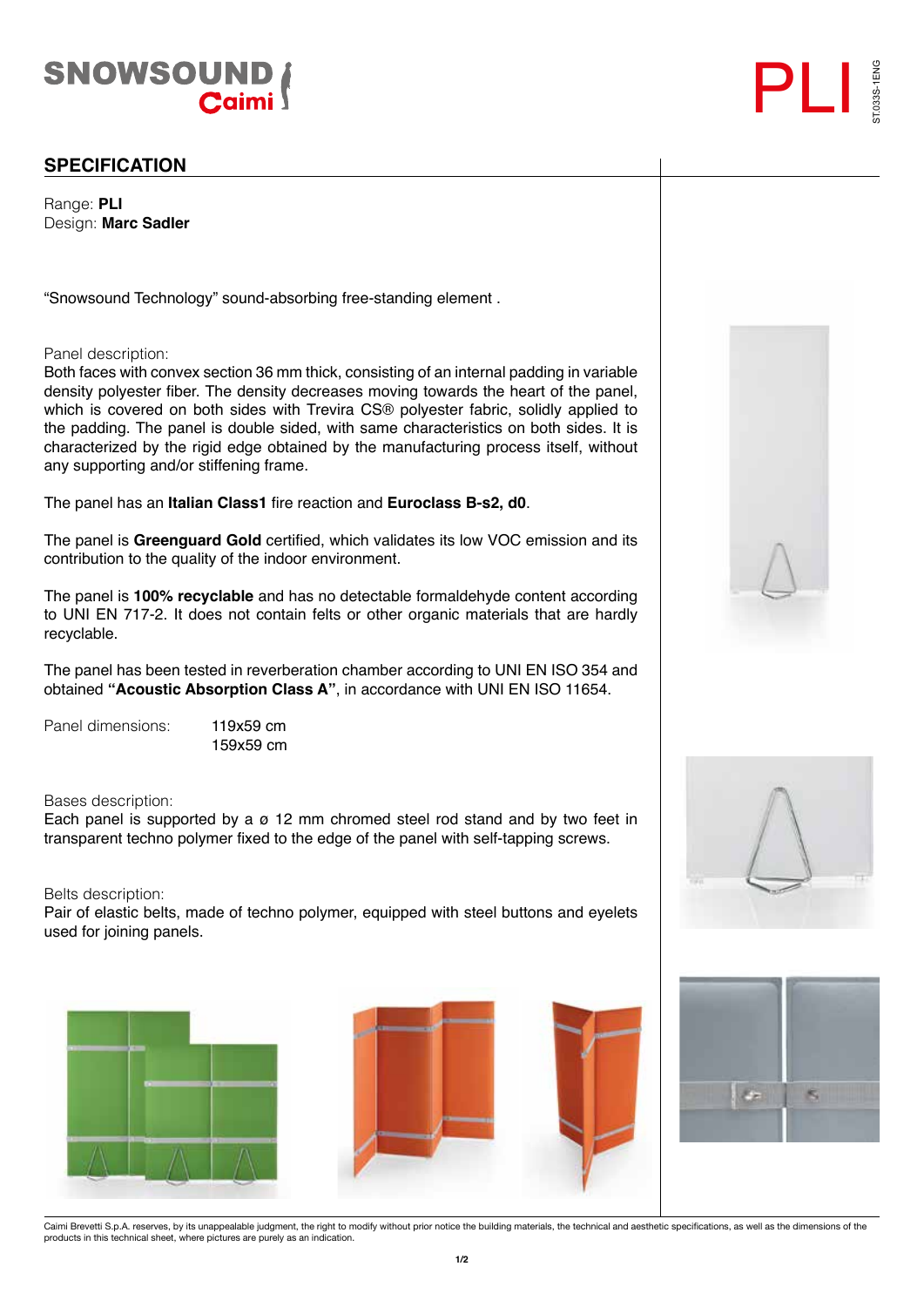SNOWSOUND Caimi

# PLI

ST.033S-1ENG

## SPECIFICATION

Range: **PLI**
Design: **Marc Sadler**

“Snowsound Technology” sound-absorbing free-standing element .

Panel description:
Both faces with convex section 36 mm thick, consisting of an internal padding in variable density polyester fiber. The density decreases moving towards the heart of the panel, which is covered on both sides with Trevira CS® polyester fabric, solidly applied to the padding. The panel is double sided, with same characteristics on both sides. It is characterized by the rigid edge obtained by the manufacturing process itself, without any supporting and/or stiffening frame.

The panel has an **Italian Class1** fire reaction and **Euroclass B-s2, d0**.

The panel is **Greenguard Gold** certified, which validates its low VOC emission and its contribution to the quality of the indoor environment.

The panel is **100% recyclable** and has no detectable formaldehyde content according to UNI EN 717-2. It does not contain felts or other organic materials that are hardly recyclable.

The panel has been tested in reverberation chamber according to UNI EN ISO 354 and obtained **“Acoustic Absorption Class A”**, in accordance with UNI EN ISO 11654.

Panel dimensions: 119x59 cm
159x59 cm

Bases description:
Each panel is supported by a ø 12 mm chromed steel rod stand and by two feet in transparent techno polymer fixed to the edge of the panel with self-tapping screws.

Belts description:
Pair of elastic belts, made of techno polymer, equipped with steel buttons and eyelets used for joining panels.

Caimi Brevetti S.p.A. reserves, by its unappealable judgment, the right to modify without prior notice the building materials, the technical and aesthetic specifications, as well as the dimensions of the products in this technical sheet, where pictures are purely as an indication.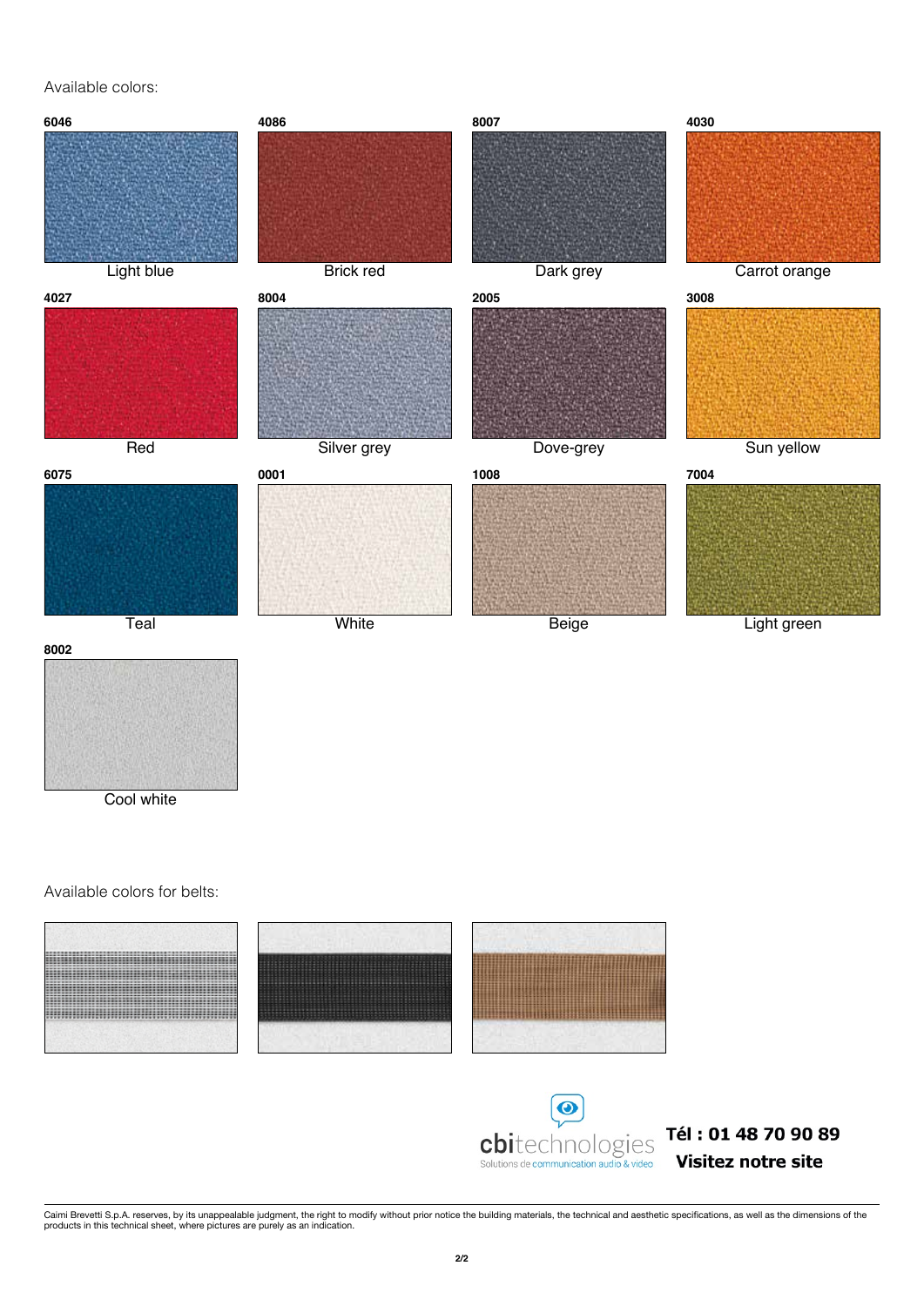Available colors:

| | | | |
|---|---|---|---|
| **6046** Light blue | **4086** Brick red | **8007** Dark grey | **4030** Carrot orange |
| **4027** Red | **8004** Silver grey | **2005** Dove-grey | **3008** Sun yellow |
| **6075** Teal | **0001** White | **1008** Beige | **7004** Light green |
| **8002** Cool white | | | |

Available colors for belts:

cbitechnologies
Solutions de communication audio & video

**Tél : 01 48 70 90 89**

**Visitez notre site**

Caimi Brevetti S.p.A. reserves, by its unappealable judgment, the right to modify without prior notice the building materials, the technical and aesthetic specifications, as well as the dimensions of the products in this technical sheet, where pictures are purely as an indication.